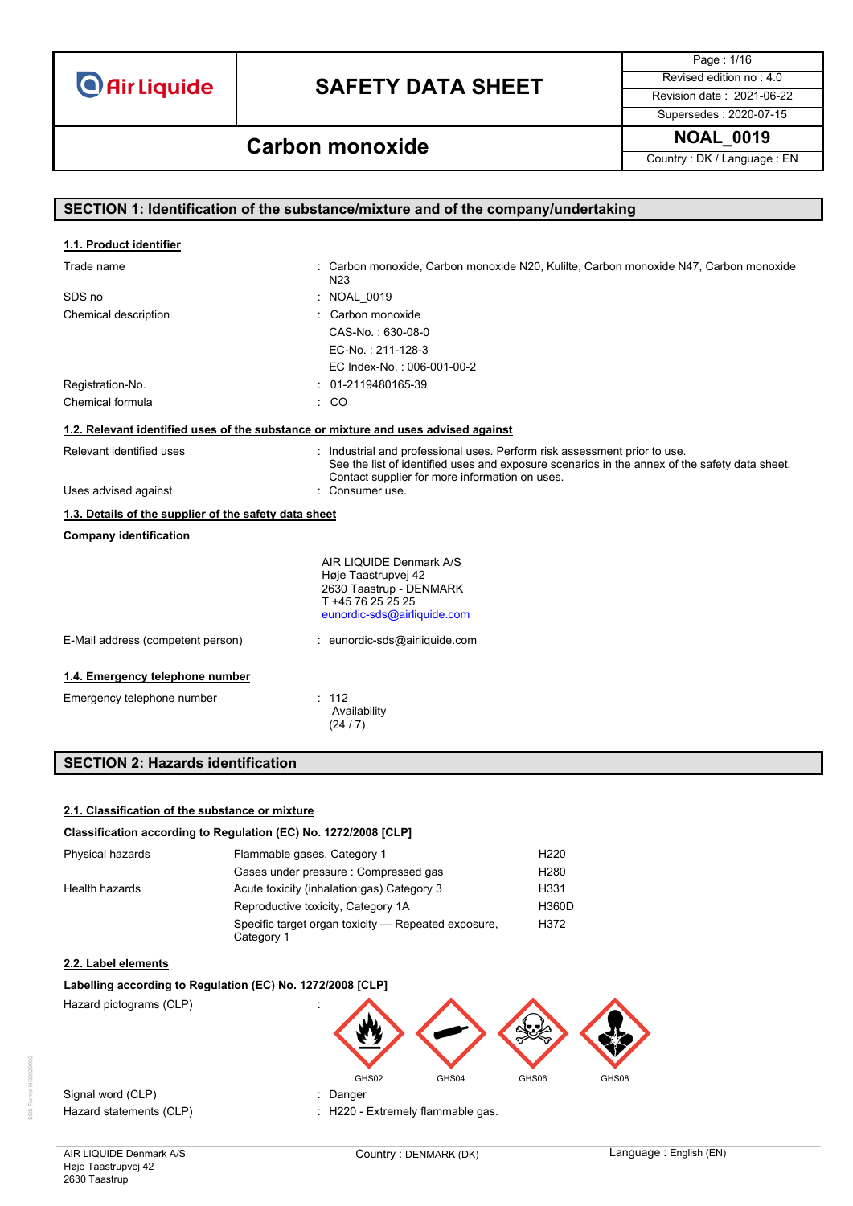# SAFETY DATA SHEET

## Carbon monoxide

| | |
|---|---|
| Revised edition no : 4.0 | |
| Revision date : 2021-06-22 | |
| Supersedes : 2020-07-15 | |
| **NOAL_0019** | |
| Country : DK / Language : EN | |

## SECTION 1: Identification of the substance/mixture and of the company/undertaking

### 1.1. Product identifier

| | |
|---|---|
| Trade name | : Carbon monoxide, Carbon monoxide N20, Kulilte, Carbon monoxide N47, Carbon monoxide N23 |
| SDS no | : NOAL_0019 |
| Chemical description | : Carbon monoxide<br>CAS-No. : 630-08-0<br>EC-No. : 211-128-3<br>EC Index-No. : 006-001-00-2 |
| Registration-No. | : 01-2119480165-39 |
| Chemical formula | : CO |

### 1.2. Relevant identified uses of the substance or mixture and uses advised against

| | |
|---|---|
| Relevant identified uses | : Industrial and professional uses. Perform risk assessment prior to use.<br>See the list of identified uses and exposure scenarios in the annex of the safety data sheet.<br>Contact supplier for more information on uses. |
| Uses advised against | : Consumer use. |

### 1.3. Details of the supplier of the safety data sheet

**Company identification**

AIR LIQUIDE Denmark A/S
Høje Taastrupvej 42
2630 Taastrup - DENMARK
T +45 76 25 25 25
eunordic-sds@airliquide.com

| | |
|---|---|
| E-Mail address (competent person) | : eunordic-sds@airliquide.com |

### 1.4. Emergency telephone number

| | |
|---|---|
| Emergency telephone number | : 112<br>Availability<br>(24 / 7) |

## SECTION 2: Hazards identification

### 2.1. Classification of the substance or mixture

**Classification according to Regulation (EC) No. 1272/2008 [CLP]**

| | | |
|---|---|---|
| Physical hazards | Flammable gases, Category 1 | H220 |
| | Gases under pressure : Compressed gas | H280 |
| Health hazards | Acute toxicity (inhalation:gas) Category 3 | H331 |
| | Reproductive toxicity, Category 1A | H360D |
| | Specific target organ toxicity — Repeated exposure, Category 1 | H372 |

### 2.2. Label elements

**Labelling according to Regulation (EC) No. 1272/2008 [CLP]**

| | |
|---|---|
| Hazard pictograms (CLP) | : GHS02, GHS04, GHS06, GHS08 |
| Signal word (CLP) | : Danger |
| Hazard statements (CLP) | : H220 - Extremely flammable gas. |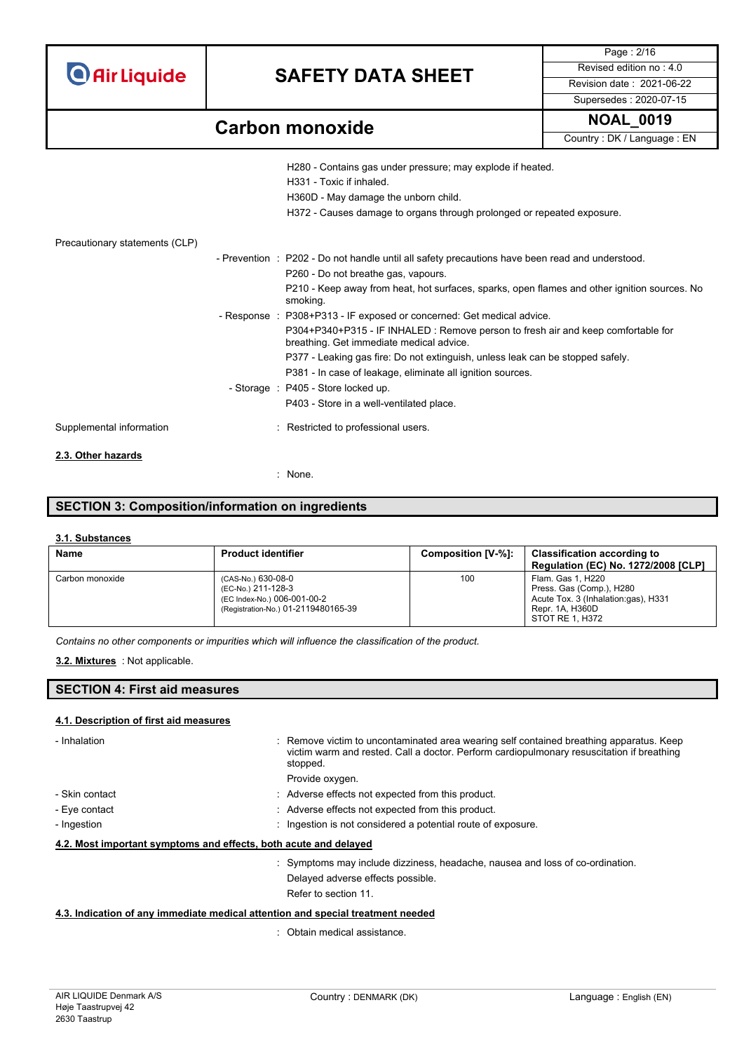H280 - Contains gas under pressure; may explode if heated.
H331 - Toxic if inhaled.
H360D - May damage the unborn child.
H372 - Causes damage to organs through prolonged or repeated exposure.

Precautionary statements (CLP)

- Prevention : P202 - Do not handle until all safety precautions have been read and understood.
  P260 - Do not breathe gas, vapours.
  P210 - Keep away from heat, hot surfaces, sparks, open flames and other ignition sources. No smoking.
- Response : P308+P313 - IF exposed or concerned: Get medical advice.
  P304+P340+P315 - IF INHALED : Remove person to fresh air and keep comfortable for breathing. Get immediate medical advice.
  P377 - Leaking gas fire: Do not extinguish, unless leak can be stopped safely.
  P381 - In case of leakage, eliminate all ignition sources.
- Storage : P405 - Store locked up.
  P403 - Store in a well-ventilated place.

Supplemental information : Restricted to professional users.

**2.3. Other hazards**

: None.

## SECTION 3: Composition/information on ingredients

**3.1. Substances**

| Name | Product identifier | Composition [V-%]: | Classification according to Regulation (EC) No. 1272/2008 [CLP] |
|---|---|---|---|
| Carbon monoxide | (CAS-No.) 630-08-0<br>(EC-No.) 211-128-3<br>(EC Index-No.) 006-001-00-2<br>(Registration-No.) 01-2119480165-39 | 100 | Flam. Gas 1, H220<br>Press. Gas (Comp.), H280<br>Acute Tox. 3 (Inhalation:gas), H331<br>Repr. 1A, H360D<br>STOT RE 1, H372 |

*Contains no other components or impurities which will influence the classification of the product.*

**3.2. Mixtures** : Not applicable.

## SECTION 4: First aid measures

**4.1. Description of first aid measures**

- Inhalation : Remove victim to uncontaminated area wearing self contained breathing apparatus. Keep victim warm and rested. Call a doctor. Perform cardiopulmonary resuscitation if breathing stopped.
  Provide oxygen.
- Skin contact : Adverse effects not expected from this product.
- Eye contact : Adverse effects not expected from this product.
- Ingestion : Ingestion is not considered a potential route of exposure.

**4.2. Most important symptoms and effects, both acute and delayed**

: Symptoms may include dizziness, headache, nausea and loss of co-ordination.
Delayed adverse effects possible.
Refer to section 11.

**4.3. Indication of any immediate medical attention and special treatment needed**

: Obtain medical assistance.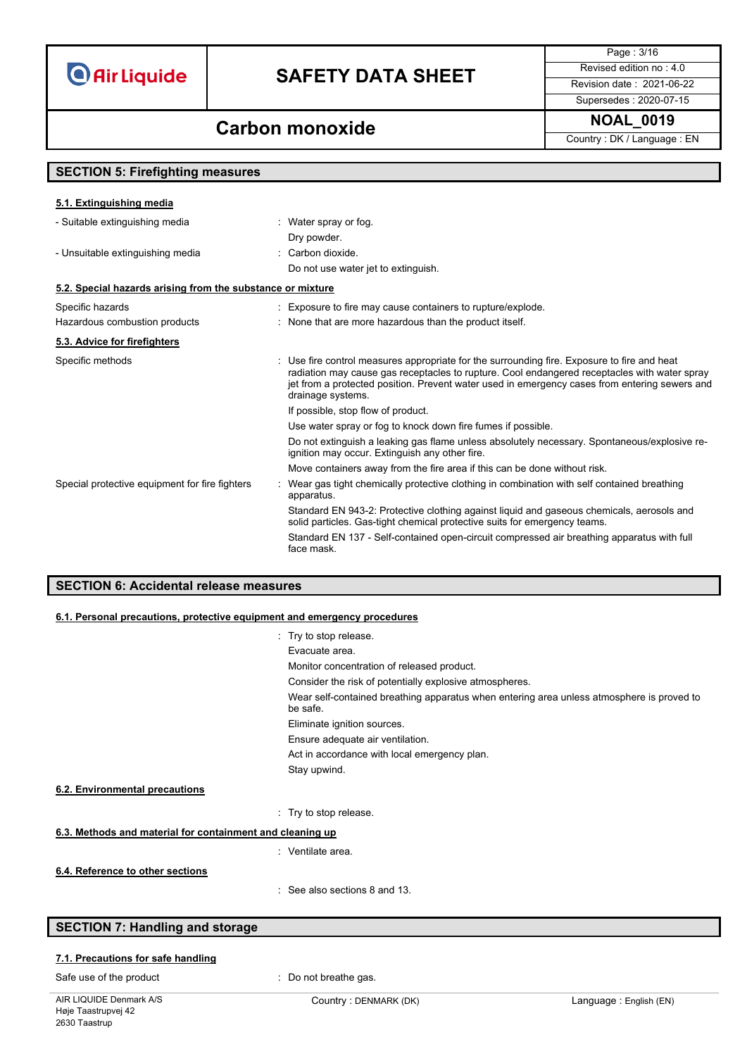## SECTION 5: Firefighting measures

### 5.1. Extinguishing media

| | |
|---|---|
| - Suitable extinguishing media | : Water spray or fog. |
| | Dry powder. |
| - Unsuitable extinguishing media | : Carbon dioxide. |
| | Do not use water jet to extinguish. |

### 5.2. Special hazards arising from the substance or mixture

| | |
|---|---|
| Specific hazards | : Exposure to fire may cause containers to rupture/explode. |
| Hazardous combustion products | : None that are more hazardous than the product itself. |

### 5.3. Advice for firefighters

| | |
|---|---|
| Specific methods | : Use fire control measures appropriate for the surrounding fire. Exposure to fire and heat radiation may cause gas receptacles to rupture. Cool endangered receptacles with water spray jet from a protected position. Prevent water used in emergency cases from entering sewers and drainage systems. |
| | If possible, stop flow of product. |
| | Use water spray or fog to knock down fire fumes if possible. |
| | Do not extinguish a leaking gas flame unless absolutely necessary. Spontaneous/explosive re-ignition may occur. Extinguish any other fire. |
| | Move containers away from the fire area if this can be done without risk. |
| Special protective equipment for fire fighters | : Wear gas tight chemically protective clothing in combination with self contained breathing apparatus. |
| | Standard EN 943-2: Protective clothing against liquid and gaseous chemicals, aerosols and solid particles. Gas-tight chemical protective suits for emergency teams. |
| | Standard EN 137 - Self-contained open-circuit compressed air breathing apparatus with full face mask. |

## SECTION 6: Accidental release measures

### 6.1. Personal precautions, protective equipment and emergency procedures

: Try to stop release.

Evacuate area.

Monitor concentration of released product.

Consider the risk of potentially explosive atmospheres.

Wear self-contained breathing apparatus when entering area unless atmosphere is proved to be safe.

Eliminate ignition sources.

Ensure adequate air ventilation.

Act in accordance with local emergency plan.

Stay upwind.

### 6.2. Environmental precautions

: Try to stop release.

### 6.3. Methods and material for containment and cleaning up

: Ventilate area.

### 6.4. Reference to other sections

: See also sections 8 and 13.

## SECTION 7: Handling and storage

### 7.1. Precautions for safe handling

| | |
|---|---|
| Safe use of the product | : Do not breathe gas. |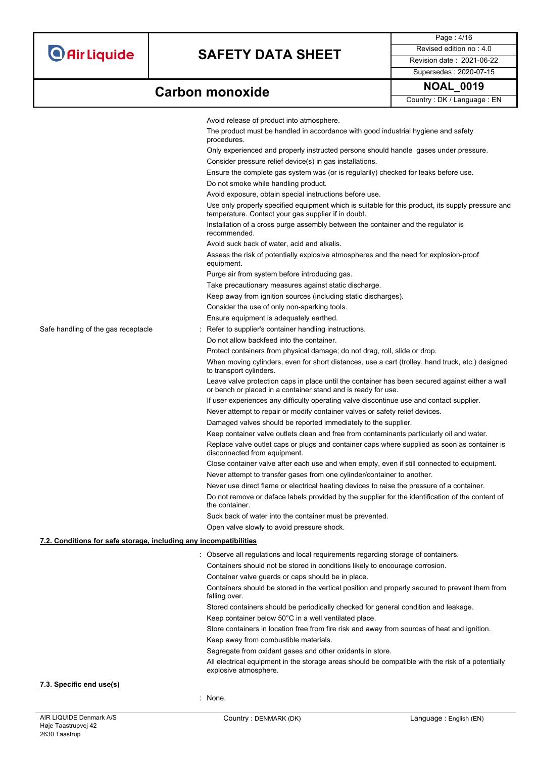Avoid release of product into atmosphere.

The product must be handled in accordance with good industrial hygiene and safety procedures.

Only experienced and properly instructed persons should handle gases under pressure.

Consider pressure relief device(s) in gas installations.

Ensure the complete gas system was (or is regularily) checked for leaks before use.

Do not smoke while handling product.

Avoid exposure, obtain special instructions before use.

Use only properly specified equipment which is suitable for this product, its supply pressure and temperature. Contact your gas supplier if in doubt.

Installation of a cross purge assembly between the container and the regulator is recommended.

Avoid suck back of water, acid and alkalis.

Assess the risk of potentially explosive atmospheres and the need for explosion-proof equipment.

Purge air from system before introducing gas.

Take precautionary measures against static discharge.

Keep away from ignition sources (including static discharges).

Consider the use of only non-sparking tools.

Ensure equipment is adequately earthed.

Safe handling of the gas receptacle : Refer to supplier's container handling instructions.

Do not allow backfeed into the container.

Protect containers from physical damage; do not drag, roll, slide or drop.

When moving cylinders, even for short distances, use a cart (trolley, hand truck, etc.) designed to transport cylinders.

Leave valve protection caps in place until the container has been secured against either a wall or bench or placed in a container stand and is ready for use.

If user experiences any difficulty operating valve discontinue use and contact supplier.

Never attempt to repair or modify container valves or safety relief devices.

Damaged valves should be reported immediately to the supplier.

Keep container valve outlets clean and free from contaminants particularly oil and water.

Replace valve outlet caps or plugs and container caps where supplied as soon as container is disconnected from equipment.

Close container valve after each use and when empty, even if still connected to equipment.

Never attempt to transfer gases from one cylinder/container to another.

Never use direct flame or electrical heating devices to raise the pressure of a container.

Do not remove or deface labels provided by the supplier for the identification of the content of the container.

Suck back of water into the container must be prevented.

Open valve slowly to avoid pressure shock.

## 7.2. Conditions for safe storage, including any incompatibilities

: Observe all regulations and local requirements regarding storage of containers.

Containers should not be stored in conditions likely to encourage corrosion.

Container valve guards or caps should be in place.

Containers should be stored in the vertical position and properly secured to prevent them from falling over.

Stored containers should be periodically checked for general condition and leakage.

Keep container below 50°C in a well ventilated place.

Store containers in location free from fire risk and away from sources of heat and ignition.

Keep away from combustible materials.

Segregate from oxidant gases and other oxidants in store.

All electrical equipment in the storage areas should be compatible with the risk of a potentially explosive atmosphere.

## 7.3. Specific end use(s)

: None.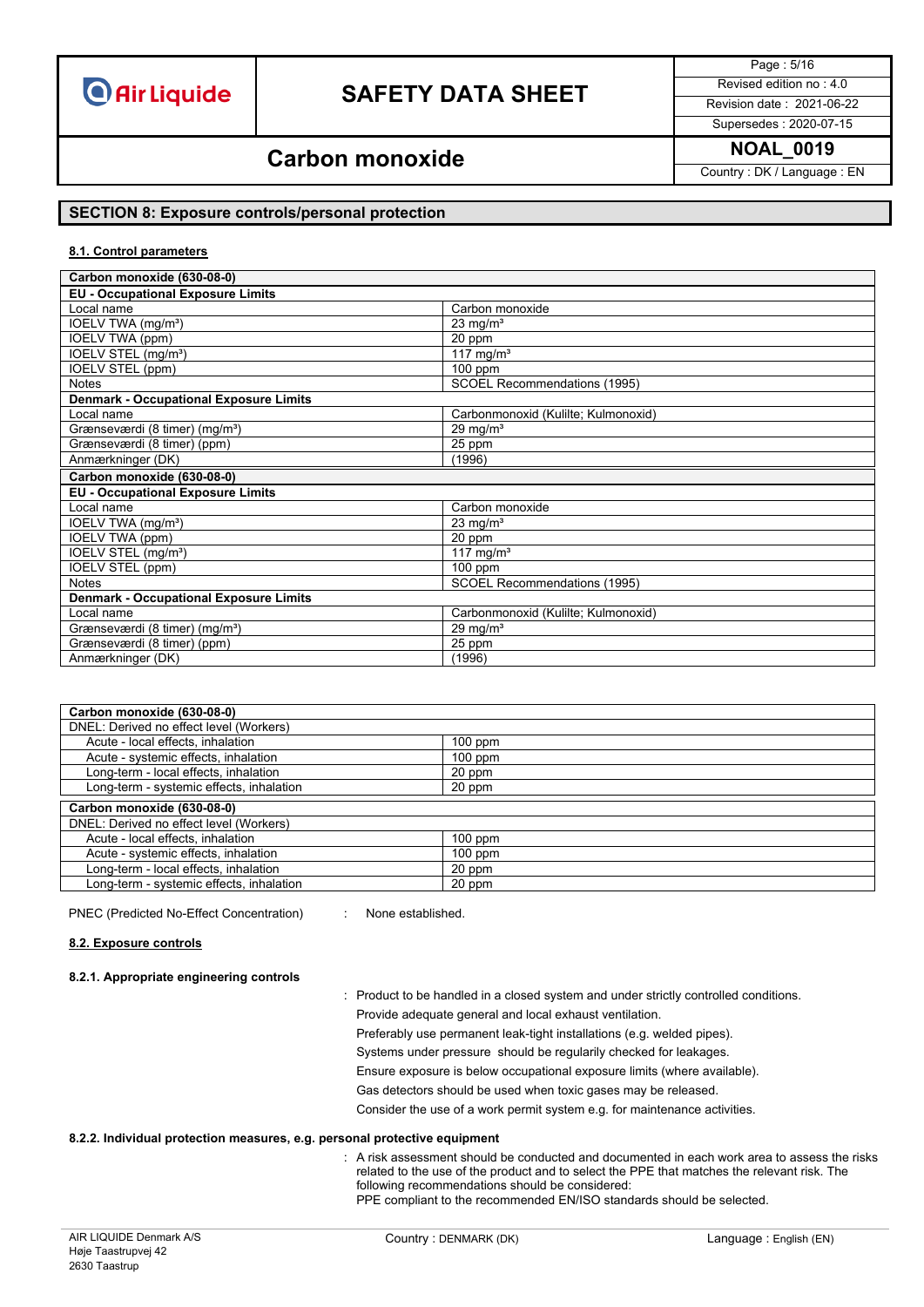## SECTION 8: Exposure controls/personal protection

### 8.1. Control parameters

| Carbon monoxide (630-08-0) | |
|---|---|
| **EU - Occupational Exposure Limits** | |
| Local name | Carbon monoxide |
| IOELV TWA (mg/m³) | 23 mg/m³ |
| IOELV TWA (ppm) | 20 ppm |
| IOELV STEL (mg/m³) | 117 mg/m³ |
| IOELV STEL (ppm) | 100 ppm |
| Notes | SCOEL Recommendations (1995) |
| **Denmark - Occupational Exposure Limits** | |
| Local name | Carbonmonoxid (Kulilte; Kulmonoxid) |
| Grænseværdi (8 timer) (mg/m³) | 29 mg/m³ |
| Grænseværdi (8 timer) (ppm) | 25 ppm |
| Anmærkninger (DK) | (1996) |
| **Carbon monoxide (630-08-0)** | |
| **EU - Occupational Exposure Limits** | |
| Local name | Carbon monoxide |
| IOELV TWA (mg/m³) | 23 mg/m³ |
| IOELV TWA (ppm) | 20 ppm |
| IOELV STEL (mg/m³) | 117 mg/m³ |
| IOELV STEL (ppm) | 100 ppm |
| Notes | SCOEL Recommendations (1995) |
| **Denmark - Occupational Exposure Limits** | |
| Local name | Carbonmonoxid (Kulilte; Kulmonoxid) |
| Grænseværdi (8 timer) (mg/m³) | 29 mg/m³ |
| Grænseværdi (8 timer) (ppm) | 25 ppm |
| Anmærkninger (DK) | (1996) |

| Carbon monoxide (630-08-0) | |
|---|---|
| DNEL: Derived no effect level (Workers) | |
| Acute - local effects, inhalation | 100 ppm |
| Acute - systemic effects, inhalation | 100 ppm |
| Long-term - local effects, inhalation | 20 ppm |
| Long-term - systemic effects, inhalation | 20 ppm |
| **Carbon monoxide (630-08-0)** | |
| DNEL: Derived no effect level (Workers) | |
| Acute - local effects, inhalation | 100 ppm |
| Acute - systemic effects, inhalation | 100 ppm |
| Long-term - local effects, inhalation | 20 ppm |
| Long-term - systemic effects, inhalation | 20 ppm |

PNEC (Predicted No-Effect Concentration) : None established.

### 8.2. Exposure controls

#### 8.2.1. Appropriate engineering controls

: Product to be handled in a closed system and under strictly controlled conditions.
Provide adequate general and local exhaust ventilation.
Preferably use permanent leak-tight installations (e.g. welded pipes).
Systems under pressure should be regularly checked for leakages.
Ensure exposure is below occupational exposure limits (where available).
Gas detectors should be used when toxic gases may be released.
Consider the use of a work permit system e.g. for maintenance activities.

#### 8.2.2. Individual protection measures, e.g. personal protective equipment

: A risk assessment should be conducted and documented in each work area to assess the risks related to the use of the product and to select the PPE that matches the relevant risk. The following recommendations should be considered:
PPE compliant to the recommended EN/ISO standards should be selected.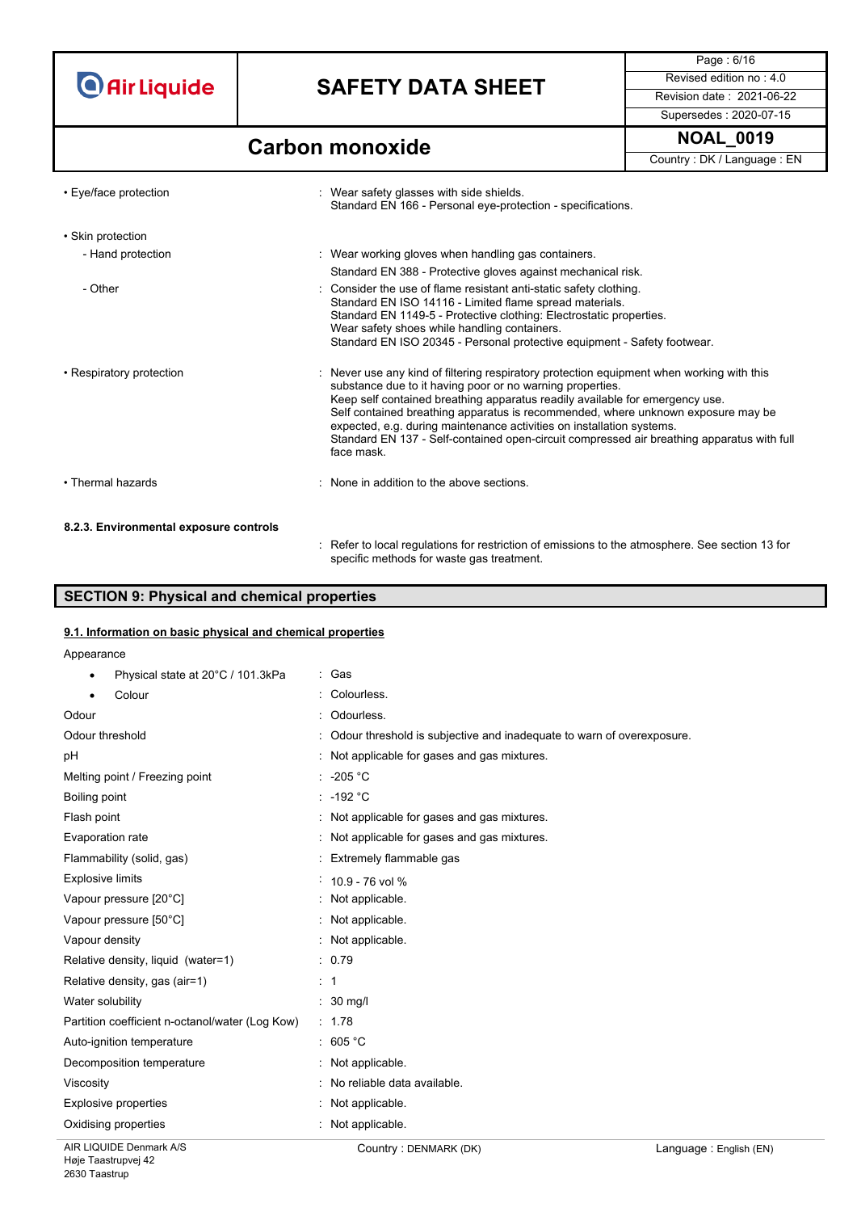| | |
|---|---|
| • Eye/face protection | : Wear safety glasses with side shields.<br>Standard EN 166 - Personal eye-protection - specifications. |
| • Skin protection | |
| - Hand protection | : Wear working gloves when handling gas containers.<br>Standard EN 388 - Protective gloves against mechanical risk. |
| - Other | : Consider the use of flame resistant anti-static safety clothing.<br>Standard EN ISO 14116 - Limited flame spread materials.<br>Standard EN 1149-5 - Protective clothing: Electrostatic properties.<br>Wear safety shoes while handling containers.<br>Standard EN ISO 20345 - Personal protective equipment - Safety footwear. |
| • Respiratory protection | : Never use any kind of filtering respiratory protection equipment when working with this substance due to it having poor or no warning properties.<br>Keep self contained breathing apparatus readily available for emergency use.<br>Self contained breathing apparatus is recommended, where unknown exposure may be expected, e.g. during maintenance activities on installation systems.<br>Standard EN 137 - Self-contained open-circuit compressed air breathing apparatus with full face mask. |
| • Thermal hazards | : None in addition to the above sections. |

**8.2.3. Environmental exposure controls**

: Refer to local regulations for restriction of emissions to the atmosphere. See section 13 for specific methods for waste gas treatment.

## SECTION 9: Physical and chemical properties

### 9.1. Information on basic physical and chemical properties

| | |
|---|---|
| Appearance | |
| • Physical state at 20°C / 101.3kPa | : Gas |
| • Colour | : Colourless. |
| Odour | : Odourless. |
| Odour threshold | : Odour threshold is subjective and inadequate to warn of overexposure. |
| pH | : Not applicable for gases and gas mixtures. |
| Melting point / Freezing point | : -205 °C |
| Boiling point | : -192 °C |
| Flash point | : Not applicable for gases and gas mixtures. |
| Evaporation rate | : Not applicable for gases and gas mixtures. |
| Flammability (solid, gas) | : Extremely flammable gas |
| Explosive limits | : 10.9 - 76 vol % |
| Vapour pressure [20°C] | : Not applicable. |
| Vapour pressure [50°C] | : Not applicable. |
| Vapour density | : Not applicable. |
| Relative density, liquid (water=1) | : 0.79 |
| Relative density, gas (air=1) | : 1 |
| Water solubility | : 30 mg/l |
| Partition coefficient n-octanol/water (Log Kow) | : 1.78 |
| Auto-ignition temperature | : 605 °C |
| Decomposition temperature | : Not applicable. |
| Viscosity | : No reliable data available. |
| Explosive properties | : Not applicable. |
| Oxidising properties | : Not applicable. |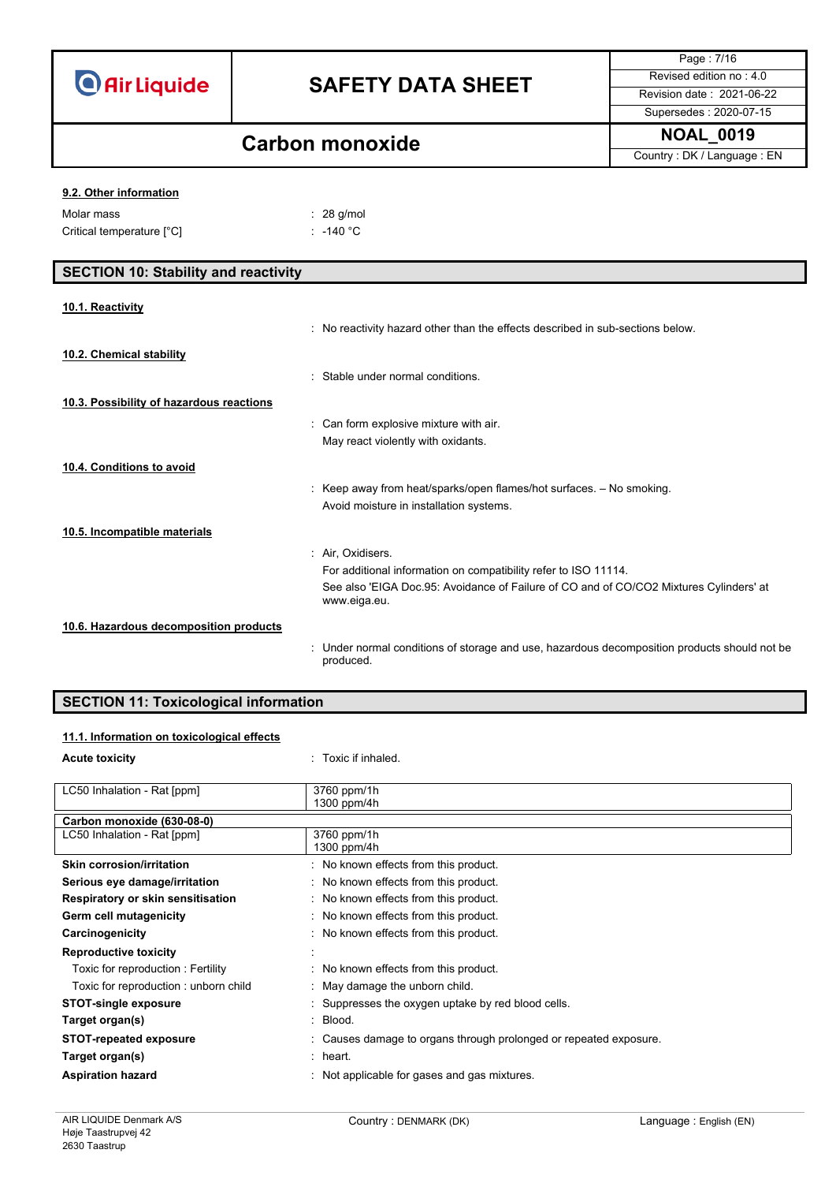### 9.2. Other information

Molar mass : 28 g/mol

Critical temperature [°C] : -140 °C

## SECTION 10: Stability and reactivity

### 10.1. Reactivity

No reactivity hazard other than the effects described in sub-sections below.

### 10.2. Chemical stability

Stable under normal conditions.

### 10.3. Possibility of hazardous reactions

Can form explosive mixture with air.
May react violently with oxidants.

### 10.4. Conditions to avoid

Keep away from heat/sparks/open flames/hot surfaces. – No smoking.
Avoid moisture in installation systems.

### 10.5. Incompatible materials

Air, Oxidisers.
For additional information on compatibility refer to ISO 11114.
See also 'EIGA Doc.95: Avoidance of Failure of CO and of CO/CO2 Mixtures Cylinders' at www.eiga.eu.

### 10.6. Hazardous decomposition products

Under normal conditions of storage and use, hazardous decomposition products should not be produced.

## SECTION 11: Toxicological information

### 11.1. Information on toxicological effects

**Acute toxicity** : Toxic if inhaled.

| LC50 Inhalation - Rat [ppm] | 3760 ppm/1h<br>1300 ppm/4h |
|---|---|

| **Carbon monoxide (630-08-0)** | |
|---|---|
| LC50 Inhalation - Rat [ppm] | 3760 ppm/1h<br>1300 ppm/4h |

**Skin corrosion/irritation** : No known effects from this product.

**Serious eye damage/irritation** : No known effects from this product.

**Respiratory or skin sensitisation** : No known effects from this product.

**Germ cell mutagenicity** : No known effects from this product.

**Carcinogenicity** : No known effects from this product.

**Reproductive toxicity** :

- Toxic for reproduction : Fertility : No known effects from this product.
- Toxic for reproduction : unborn child : May damage the unborn child.

**STOT-single exposure** : Suppresses the oxygen uptake by red blood cells.

**Target organ(s)** : Blood.

**STOT-repeated exposure** : Causes damage to organs through prolonged or repeated exposure.

**Target organ(s)** : heart.

**Aspiration hazard** : Not applicable for gases and gas mixtures.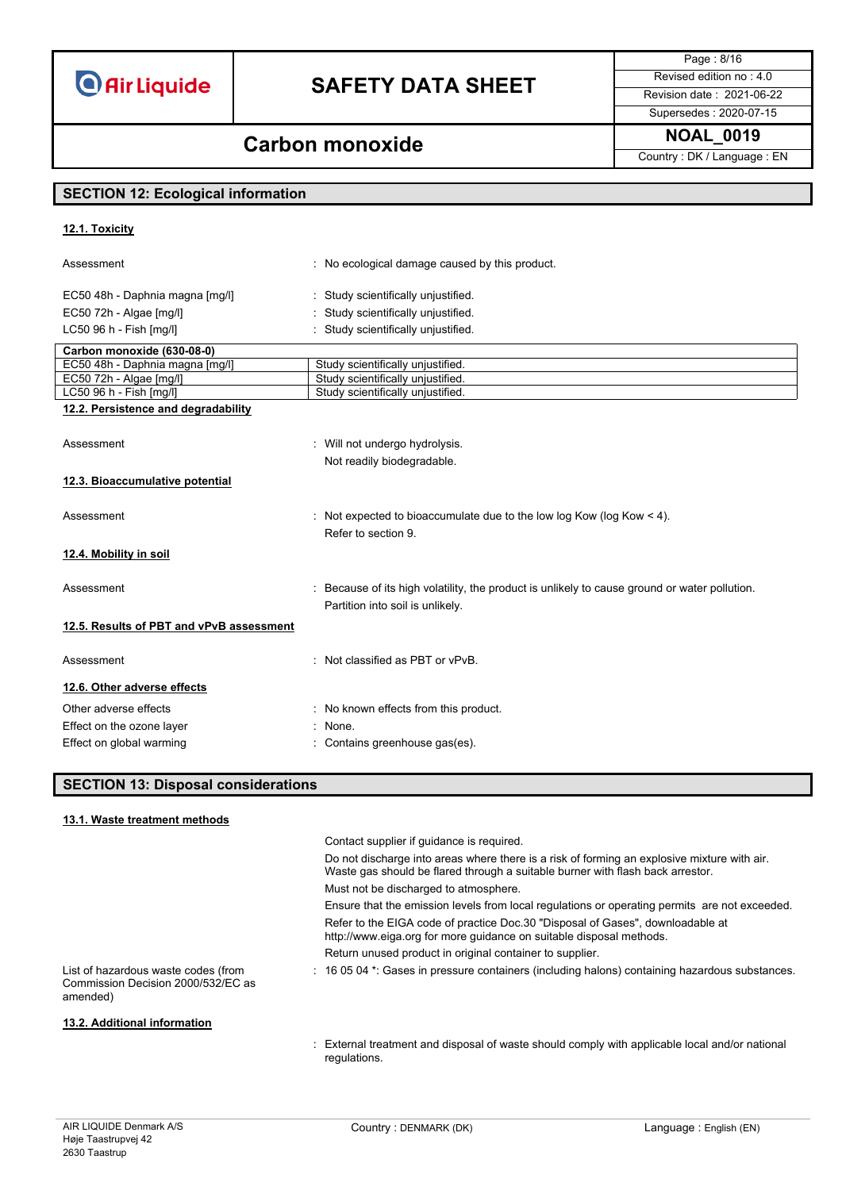## SECTION 12: Ecological information

### 12.1. Toxicity

Assessment : No ecological damage caused by this product.

EC50 48h - Daphnia magna [mg/l] : Study scientifically unjustified.
EC50 72h - Algae [mg/l] : Study scientifically unjustified.
LC50 96 h - Fish [mg/l] : Study scientifically unjustified.

| Carbon monoxide (630-08-0) | |
|---|---|
| EC50 48h - Daphnia magna [mg/l] | Study scientifically unjustified. |
| EC50 72h - Algae [mg/l] | Study scientifically unjustified. |
| LC50 96 h - Fish [mg/l] | Study scientifically unjustified. |

### 12.2. Persistence and degradability

Assessment : Will not undergo hydrolysis.
Not readily biodegradable.

### 12.3. Bioaccumulative potential

Assessment : Not expected to bioaccumulate due to the low log Kow (log Kow < 4).
Refer to section 9.

### 12.4. Mobility in soil

Assessment : Because of its high volatility, the product is unlikely to cause ground or water pollution.
Partition into soil is unlikely.

### 12.5. Results of PBT and vPvB assessment

Assessment : Not classified as PBT or vPvB.

### 12.6. Other adverse effects

Other adverse effects : No known effects from this product.
Effect on the ozone layer : None.
Effect on global warming : Contains greenhouse gas(es).

## SECTION 13: Disposal considerations

### 13.1. Waste treatment methods

Contact supplier if guidance is required.
Do not discharge into areas where there is a risk of forming an explosive mixture with air. Waste gas should be flared through a suitable burner with flash back arrestor.
Must not be discharged to atmosphere.
Ensure that the emission levels from local regulations or operating permits are not exceeded.
Refer to the EIGA code of practice Doc.30 "Disposal of Gases", downloadable at http://www.eiga.org for more guidance on suitable disposal methods.
Return unused product in original container to supplier.

List of hazardous waste codes (from Commission Decision 2000/532/EC as amended) : 16 05 04 *: Gases in pressure containers (including halons) containing hazardous substances.

### 13.2. Additional information

: External treatment and disposal of waste should comply with applicable local and/or national regulations.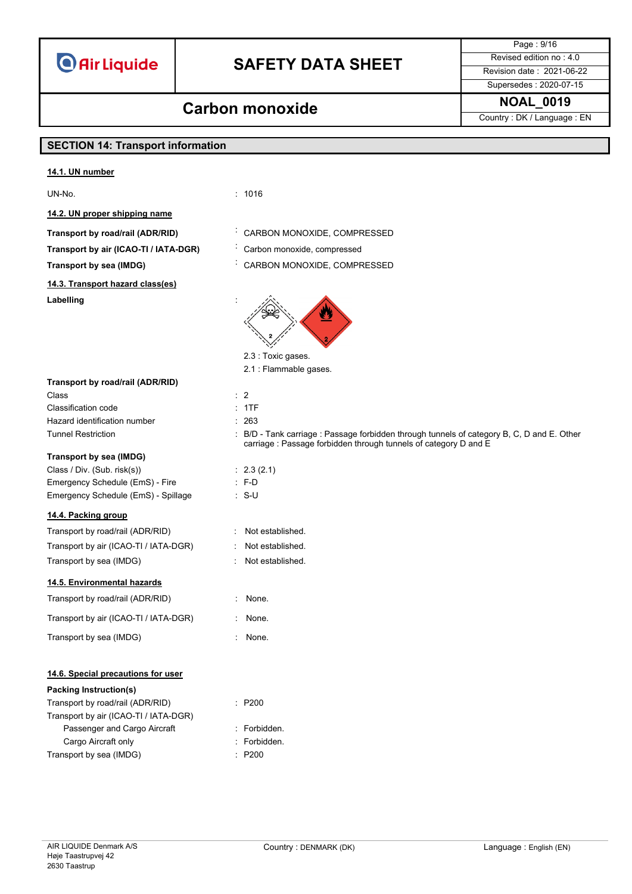## SECTION 14: Transport information

### 14.1. UN number

| | |
|---|---|
| UN-No. | : 1016 |

### 14.2. UN proper shipping name

| | |
|---|---|
| **Transport by road/rail (ADR/RID)** | : CARBON MONOXIDE, COMPRESSED |
| **Transport by air (ICAO-TI / IATA-DGR)** | : Carbon monoxide, compressed |
| **Transport by sea (IMDG)** | : CARBON MONOXIDE, COMPRESSED |

### 14.3. Transport hazard class(es)

**Labelling** :

2.3 : Toxic gases.

2.1 : Flammable gases.

**Transport by road/rail (ADR/RID)**

| | |
|---|---|
| Class | : 2 |
| Classification code | : 1TF |
| Hazard identification number | : 263 |
| Tunnel Restriction | : B/D - Tank carriage : Passage forbidden through tunnels of category B, C, D and E. Other carriage : Passage forbidden through tunnels of category D and E |

**Transport by sea (IMDG)**

| | |
|---|---|
| Class / Div. (Sub. risk(s)) | : 2.3 (2.1) |
| Emergency Schedule (EmS) - Fire | : F-D |
| Emergency Schedule (EmS) - Spillage | : S-U |

### 14.4. Packing group

| | |
|---|---|
| Transport by road/rail (ADR/RID) | : Not established. |
| Transport by air (ICAO-TI / IATA-DGR) | : Not established. |
| Transport by sea (IMDG) | : Not established. |

### 14.5. Environmental hazards

| | |
|---|---|
| Transport by road/rail (ADR/RID) | : None. |
| Transport by air (ICAO-TI / IATA-DGR) | : None. |
| Transport by sea (IMDG) | : None. |

### 14.6. Special precautions for user

**Packing Instruction(s)**

| | |
|---|---|
| Transport by road/rail (ADR/RID) | : P200 |
| Transport by air (ICAO-TI / IATA-DGR) | |
| Passenger and Cargo Aircraft | : Forbidden. |
| Cargo Aircraft only | : Forbidden. |
| Transport by sea (IMDG) | : P200 |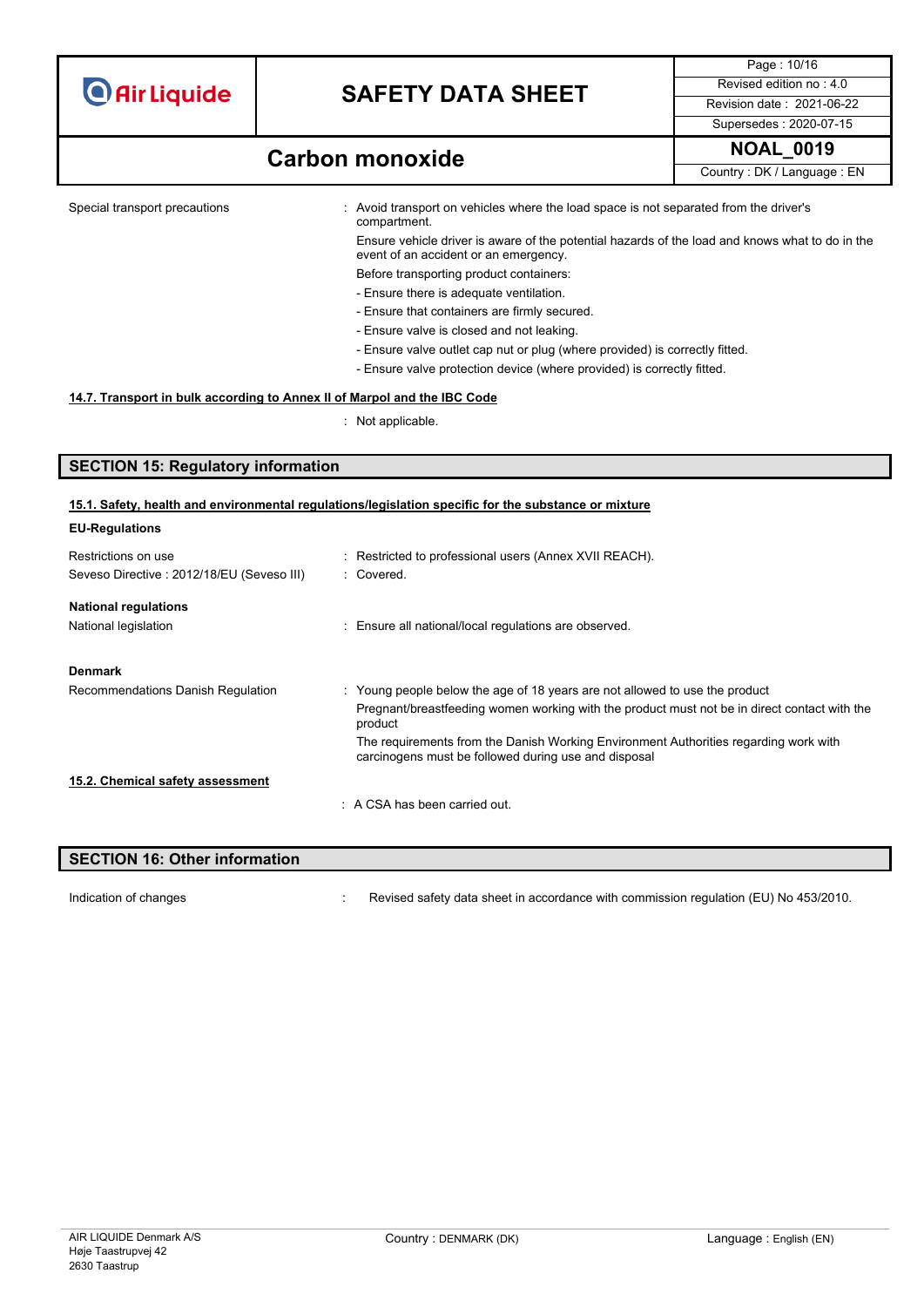| | |
|---|---|
| Special transport precautions | : Avoid transport on vehicles where the load space is not separated from the driver's compartment.<br>Ensure vehicle driver is aware of the potential hazards of the load and knows what to do in the event of an accident or an emergency.<br>Before transporting product containers:<br>- Ensure there is adequate ventilation.<br>- Ensure that containers are firmly secured.<br>- Ensure valve is closed and not leaking.<br>- Ensure valve outlet cap nut or plug (where provided) is correctly fitted.<br>- Ensure valve protection device (where provided) is correctly fitted. |

### 14.7. Transport in bulk according to Annex II of Marpol and the IBC Code

: Not applicable.

## SECTION 15: Regulatory information

### 15.1. Safety, health and environmental regulations/legislation specific for the substance or mixture

**EU-Regulations**

| | |
|---|---|
| Restrictions on use | : Restricted to professional users (Annex XVII REACH). |
| Seveso Directive : 2012/18/EU (Seveso III) | : Covered. |

**National regulations**

| | |
|---|---|
| National legislation | : Ensure all national/local regulations are observed. |

**Denmark**

| | |
|---|---|
| Recommendations Danish Regulation | : Young people below the age of 18 years are not allowed to use the product<br>Pregnant/breastfeeding women working with the product must not be in direct contact with the product<br>The requirements from the Danish Working Environment Authorities regarding work with carcinogens must be followed during use and disposal |

### 15.2. Chemical safety assessment

: A CSA has been carried out.

## SECTION 16: Other information

| | |
|---|---|
| Indication of changes | : Revised safety data sheet in accordance with commission regulation (EU) No 453/2010. |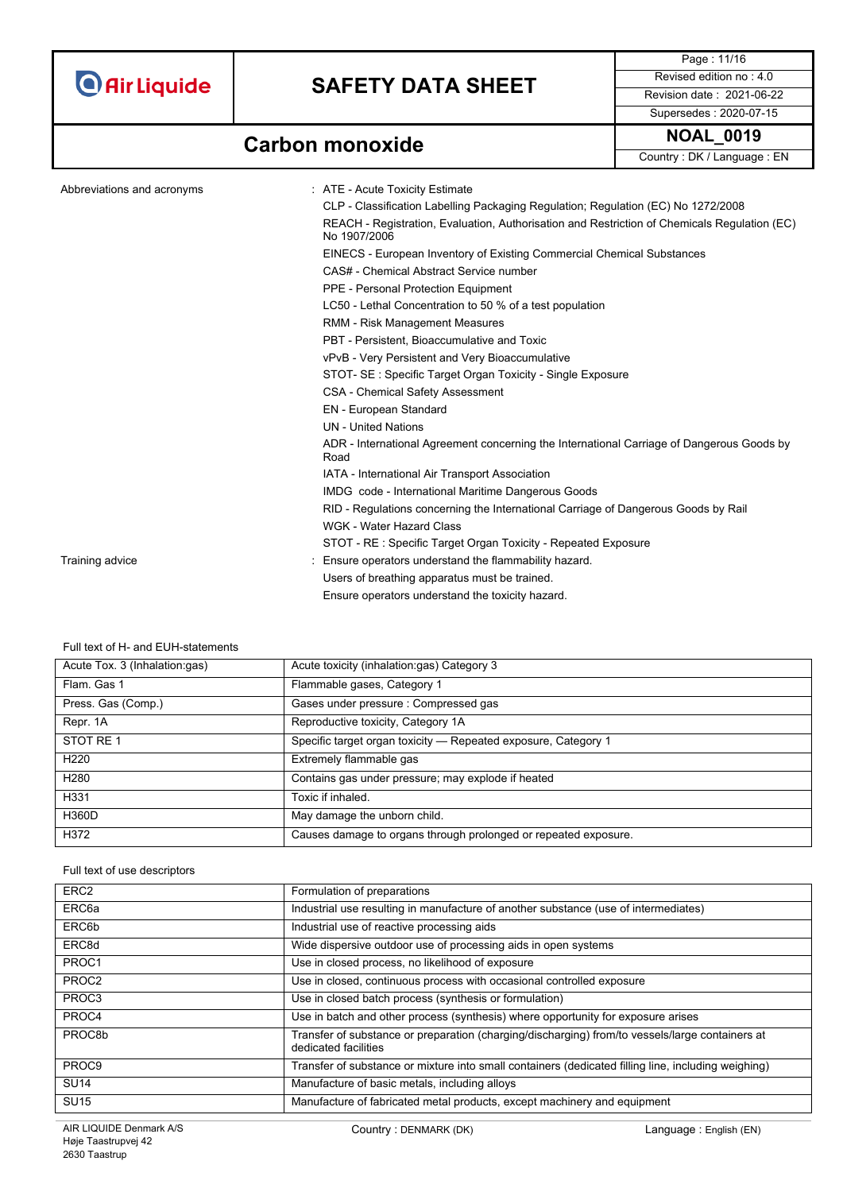Abbreviations and acronyms : ATE - Acute Toxicity Estimate
CLP - Classification Labelling Packaging Regulation; Regulation (EC) No 1272/2008
REACH - Registration, Evaluation, Authorisation and Restriction of Chemicals Regulation (EC) No 1907/2006
EINECS - European Inventory of Existing Commercial Chemical Substances
CAS# - Chemical Abstract Service number
PPE - Personal Protection Equipment
LC50 - Lethal Concentration to 50 % of a test population
RMM - Risk Management Measures
PBT - Persistent, Bioaccumulative and Toxic
vPvB - Very Persistent and Very Bioaccumulative
STOT- SE : Specific Target Organ Toxicity - Single Exposure
CSA - Chemical Safety Assessment
EN - European Standard
UN - United Nations
ADR - International Agreement concerning the International Carriage of Dangerous Goods by Road
IATA - International Air Transport Association
IMDG code - International Maritime Dangerous Goods
RID - Regulations concerning the International Carriage of Dangerous Goods by Rail
WGK - Water Hazard Class
STOT - RE : Specific Target Organ Toxicity - Repeated Exposure

Training advice : Ensure operators understand the flammability hazard.
Users of breathing apparatus must be trained.
Ensure operators understand the toxicity hazard.

Full text of H- and EUH-statements

| | |
|---|---|
| Acute Tox. 3 (Inhalation:gas) | Acute toxicity (inhalation:gas) Category 3 |
| Flam. Gas 1 | Flammable gases, Category 1 |
| Press. Gas (Comp.) | Gases under pressure : Compressed gas |
| Repr. 1A | Reproductive toxicity, Category 1A |
| STOT RE 1 | Specific target organ toxicity — Repeated exposure, Category 1 |
| H220 | Extremely flammable gas |
| H280 | Contains gas under pressure; may explode if heated |
| H331 | Toxic if inhaled. |
| H360D | May damage the unborn child. |
| H372 | Causes damage to organs through prolonged or repeated exposure. |

Full text of use descriptors

| | |
|---|---|
| ERC2 | Formulation of preparations |
| ERC6a | Industrial use resulting in manufacture of another substance (use of intermediates) |
| ERC6b | Industrial use of reactive processing aids |
| ERC8d | Wide dispersive outdoor use of processing aids in open systems |
| PROC1 | Use in closed process, no likelihood of exposure |
| PROC2 | Use in closed, continuous process with occasional controlled exposure |
| PROC3 | Use in closed batch process (synthesis or formulation) |
| PROC4 | Use in batch and other process (synthesis) where opportunity for exposure arises |
| PROC8b | Transfer of substance or preparation (charging/discharging) from/to vessels/large containers at dedicated facilities |
| PROC9 | Transfer of substance or mixture into small containers (dedicated filling line, including weighing) |
| SU14 | Manufacture of basic metals, including alloys |
| SU15 | Manufacture of fabricated metal products, except machinery and equipment |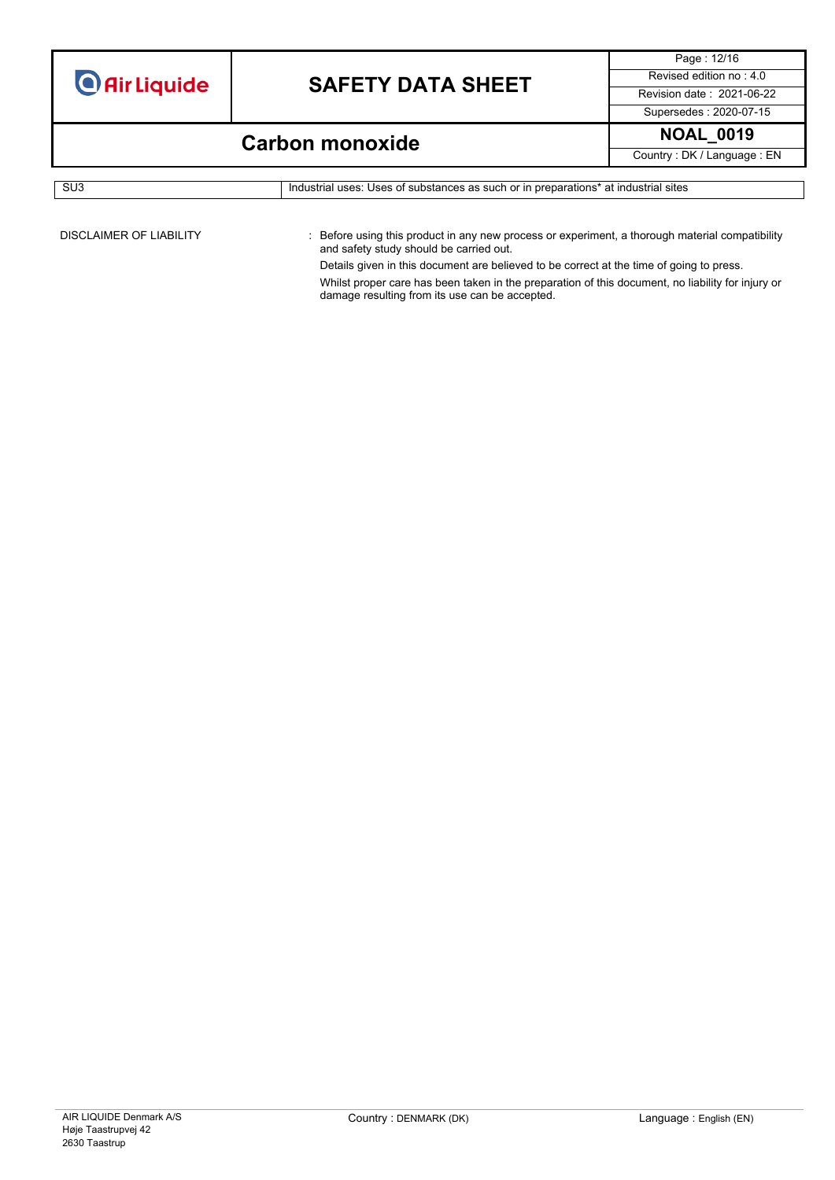| SU3 | Industrial uses: Uses of substances as such or in preparations* at industrial sites |
|---|---|

DISCLAIMER OF LIABILITY : Before using this product in any new process or experiment, a thorough material compatibility and safety study should be carried out.

Details given in this document are believed to be correct at the time of going to press.

Whilst proper care has been taken in the preparation of this document, no liability for injury or damage resulting from its use can be accepted.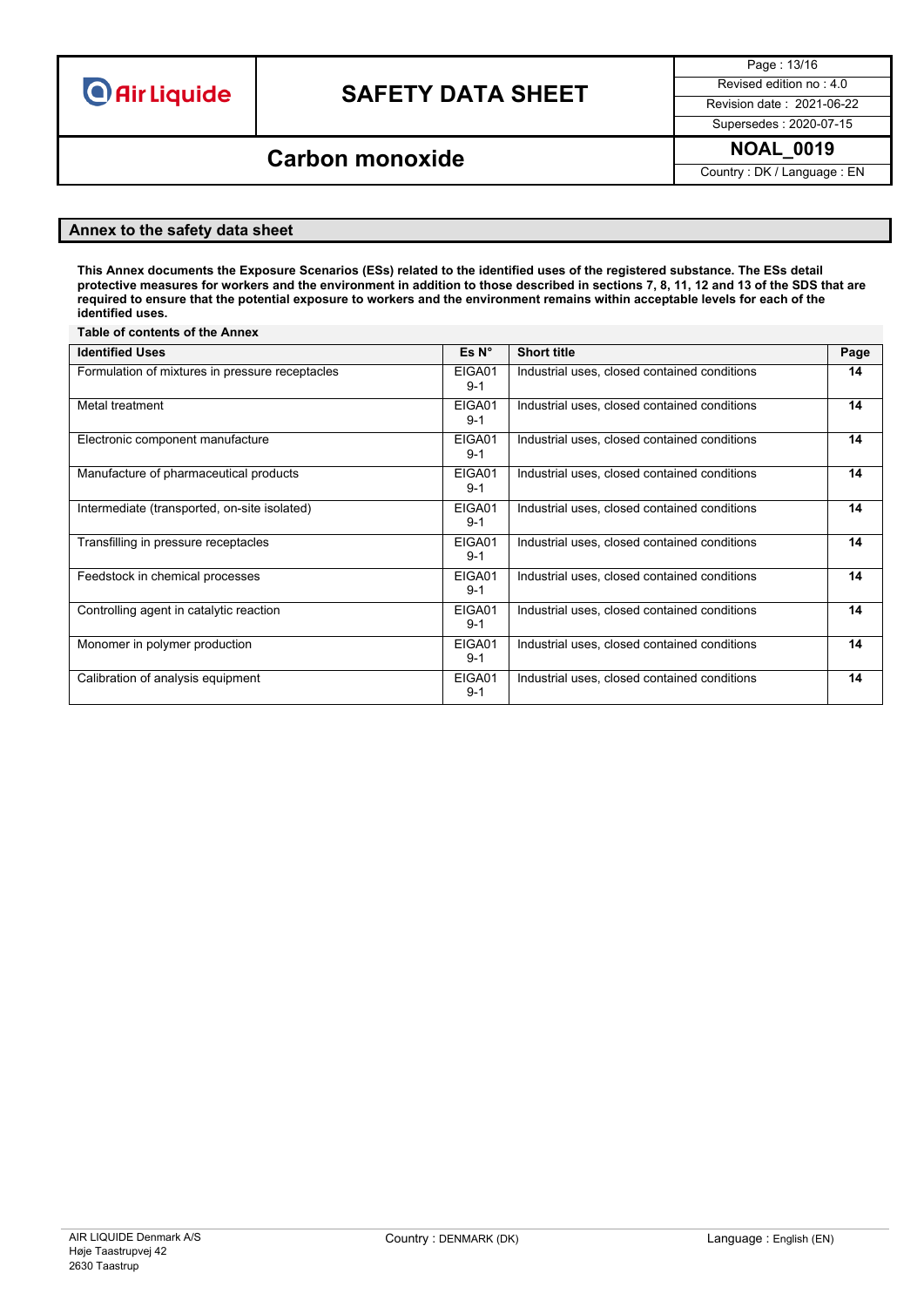## Annex to the safety data sheet

**This Annex documents the Exposure Scenarios (ESs) related to the identified uses of the registered substance. The ESs detail protective measures for workers and the environment in addition to those described in sections 7, 8, 11, 12 and 13 of the SDS that are required to ensure that the potential exposure to workers and the environment remains within acceptable levels for each of the identified uses.**

**Table of contents of the Annex**

| Identified Uses | Es N° | Short title | Page |
|---|---|---|---|
| Formulation of mixtures in pressure receptacles | EIGA019-1 | Industrial uses, closed contained conditions | **14** |
| Metal treatment | EIGA019-1 | Industrial uses, closed contained conditions | **14** |
| Electronic component manufacture | EIGA019-1 | Industrial uses, closed contained conditions | **14** |
| Manufacture of pharmaceutical products | EIGA019-1 | Industrial uses, closed contained conditions | **14** |
| Intermediate (transported, on-site isolated) | EIGA019-1 | Industrial uses, closed contained conditions | **14** |
| Transfilling in pressure receptacles | EIGA019-1 | Industrial uses, closed contained conditions | **14** |
| Feedstock in chemical processes | EIGA019-1 | Industrial uses, closed contained conditions | **14** |
| Controlling agent in catalytic reaction | EIGA019-1 | Industrial uses, closed contained conditions | **14** |
| Monomer in polymer production | EIGA019-1 | Industrial uses, closed contained conditions | **14** |
| Calibration of analysis equipment | EIGA019-1 | Industrial uses, closed contained conditions | **14** |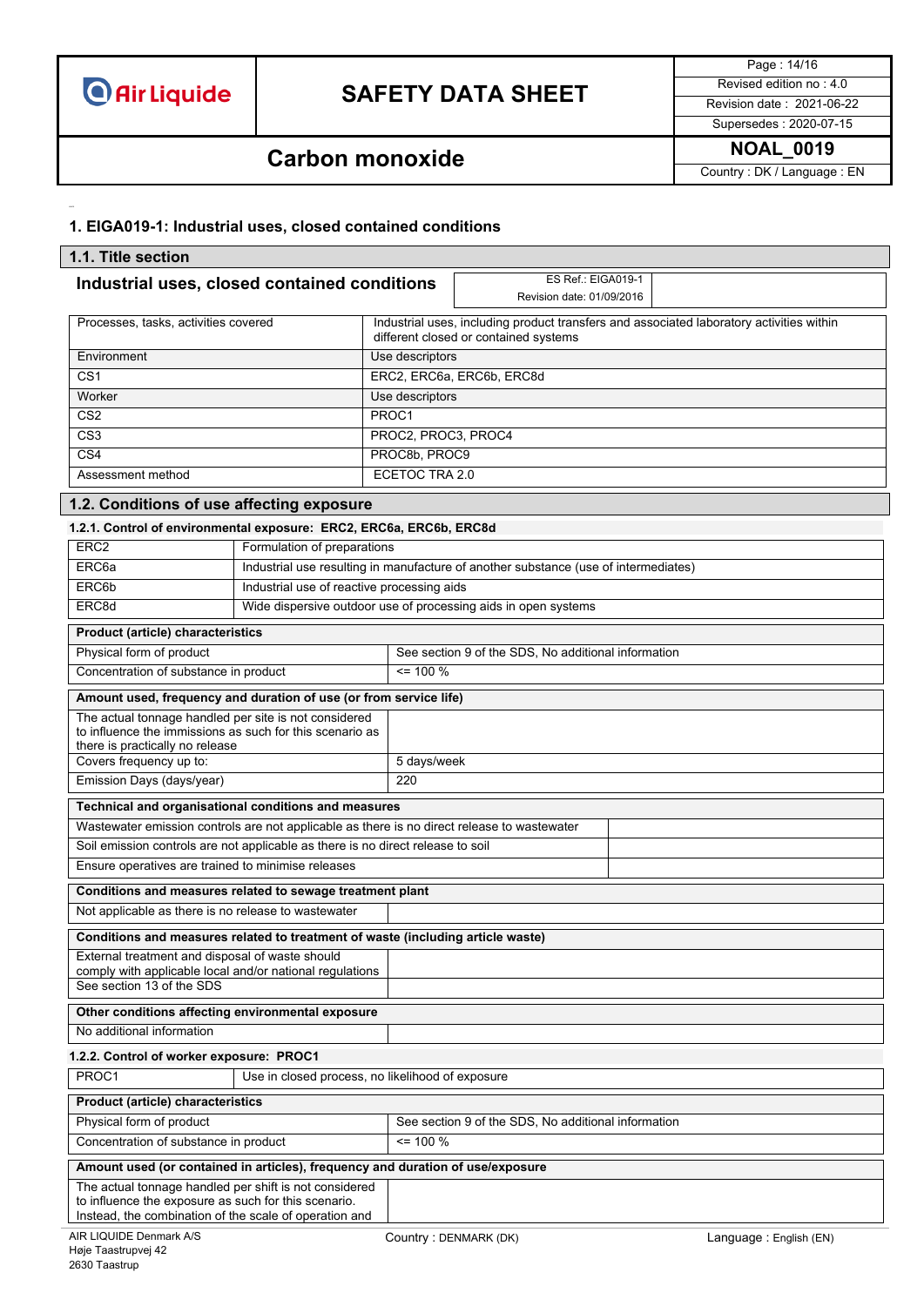## 1. EIGA019-1: Industrial uses, closed contained conditions

### 1.1. Title section

**Industrial uses, closed contained conditions**

ES Ref.: EIGA019-1
Revision date: 01/09/2016

| | |
|---|---|
| Processes, tasks, activities covered | Industrial uses, including product transfers and associated laboratory activities within different closed or contained systems |
| Environment | Use descriptors |
| CS1 | ERC2, ERC6a, ERC6b, ERC8d |
| Worker | Use descriptors |
| CS2 | PROC1 |
| CS3 | PROC2, PROC3, PROC4 |
| CS4 | PROC8b, PROC9 |
| Assessment method | ECETOC TRA 2.0 |

### 1.2. Conditions of use affecting exposure

#### 1.2.1. Control of environmental exposure: ERC2, ERC6a, ERC6b, ERC8d

| | |
|---|---|
| ERC2 | Formulation of preparations |
| ERC6a | Industrial use resulting in manufacture of another substance (use of intermediates) |
| ERC6b | Industrial use of reactive processing aids |
| ERC8d | Wide dispersive outdoor use of processing aids in open systems |

| **Product (article) characteristics** | |
|---|---|
| Physical form of product | See section 9 of the SDS, No additional information |
| Concentration of substance in product | <= 100 % |

| **Amount used, frequency and duration of use (or from service life)** | |
|---|---|
| The actual tonnage handled per site is not considered to influence the immissions as such for this scenario as there is practically no release | |
| Covers frequency up to: | 5 days/week |
| Emission Days (days/year) | 220 |

| **Technical and organisational conditions and measures** | |
|---|---|
| Wastewater emission controls are not applicable as there is no direct release to wastewater | |
| Soil emission controls are not applicable as there is no direct release to soil | |
| Ensure operatives are trained to minimise releases | |

| **Conditions and measures related to sewage treatment plant** | |
|---|---|
| Not applicable as there is no release to wastewater | |

| **Conditions and measures related to treatment of waste (including article waste)** | |
|---|---|
| External treatment and disposal of waste should comply with applicable local and/or national regulations | |
| See section 13 of the SDS | |

| **Other conditions affecting environmental exposure** | |
|---|---|
| No additional information | |

#### 1.2.2. Control of worker exposure: PROC1

| | |
|---|---|
| PROC1 | Use in closed process, no likelihood of exposure |

| **Product (article) characteristics** | |
|---|---|
| Physical form of product | See section 9 of the SDS, No additional information |
| Concentration of substance in product | <= 100 % |

| **Amount used (or contained in articles), frequency and duration of use/exposure** | |
|---|---|
| The actual tonnage handled per shift is not considered to influence the exposure as such for this scenario. Instead, the combination of the scale of operation and | |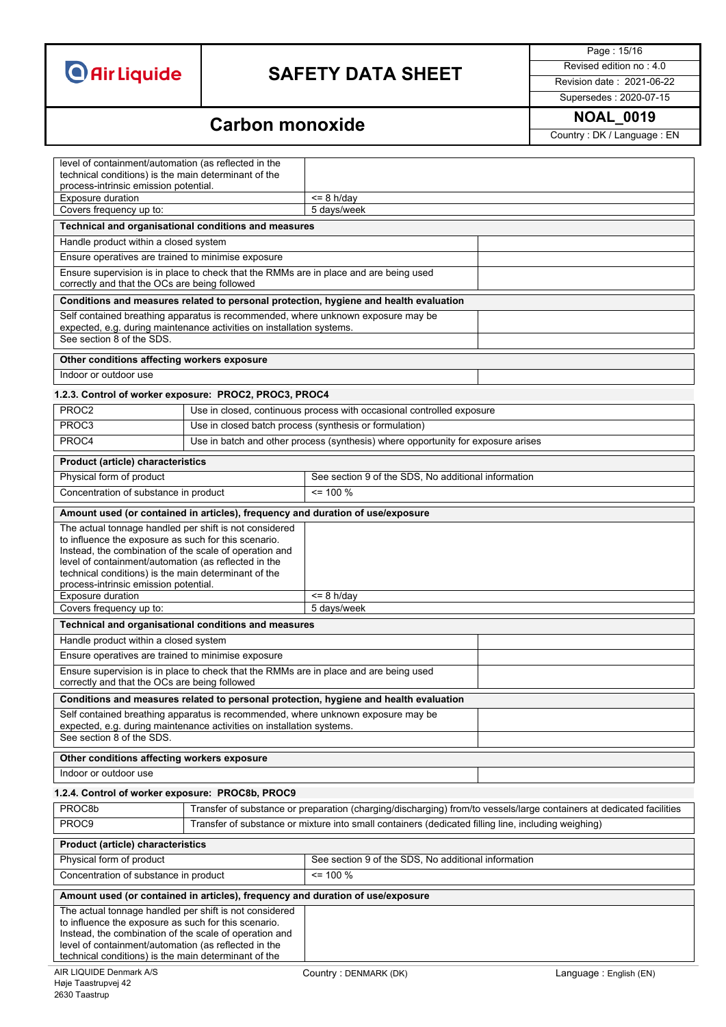| | |
|---|---|
| level of containment/automation (as reflected in the technical conditions) is the main determinant of the process-intrinsic emission potential. | |
| Exposure duration | <= 8 h/day |
| Covers frequency up to: | 5 days/week |

| Technical and organisational conditions and measures | |
|---|---|
| Handle product within a closed system | |
| Ensure operatives are trained to minimise exposure | |
| Ensure supervision is in place to check that the RMMs are in place and are being used correctly and that the OCs are being followed | |

| Conditions and measures related to personal protection, hygiene and health evaluation | |
|---|---|
| Self contained breathing apparatus is recommended, where unknown exposure may be expected, e.g. during maintenance activities on installation systems. | |
| See section 8 of the SDS. | |

| Other conditions affecting workers exposure | |
|---|---|
| Indoor or outdoor use | |

#### 1.2.3. Control of worker exposure: PROC2, PROC3, PROC4

| | |
|---|---|
| PROC2 | Use in closed, continuous process with occasional controlled exposure |
| PROC3 | Use in closed batch process (synthesis or formulation) |
| PROC4 | Use in batch and other process (synthesis) where opportunity for exposure arises |

| Product (article) characteristics | |
|---|---|
| Physical form of product | See section 9 of the SDS, No additional information |
| Concentration of substance in product | <= 100 % |

| Amount used (or contained in articles), frequency and duration of use/exposure | |
|---|---|
| The actual tonnage handled per shift is not considered to influence the exposure as such for this scenario. Instead, the combination of the scale of operation and level of containment/automation (as reflected in the technical conditions) is the main determinant of the process-intrinsic emission potential. | |
| Exposure duration | <= 8 h/day |
| Covers frequency up to: | 5 days/week |

| Technical and organisational conditions and measures | |
|---|---|
| Handle product within a closed system | |
| Ensure operatives are trained to minimise exposure | |
| Ensure supervision is in place to check that the RMMs are in place and are being used correctly and that the OCs are being followed | |

| Conditions and measures related to personal protection, hygiene and health evaluation | |
|---|---|
| Self contained breathing apparatus is recommended, where unknown exposure may be expected, e.g. during maintenance activities on installation systems. | |
| See section 8 of the SDS. | |

| Other conditions affecting workers exposure | |
|---|---|
| Indoor or outdoor use | |

#### 1.2.4. Control of worker exposure: PROC8b, PROC9

| | |
|---|---|
| PROC8b | Transfer of substance or preparation (charging/discharging) from/to vessels/large containers at dedicated facilities |
| PROC9 | Transfer of substance or mixture into small containers (dedicated filling line, including weighing) |

| Product (article) characteristics | |
|---|---|
| Physical form of product | See section 9 of the SDS, No additional information |
| Concentration of substance in product | <= 100 % |

| Amount used (or contained in articles), frequency and duration of use/exposure | |
|---|---|
| The actual tonnage handled per shift is not considered to influence the exposure as such for this scenario. Instead, the combination of the scale of operation and level of containment/automation (as reflected in the technical conditions) is the main determinant of the | |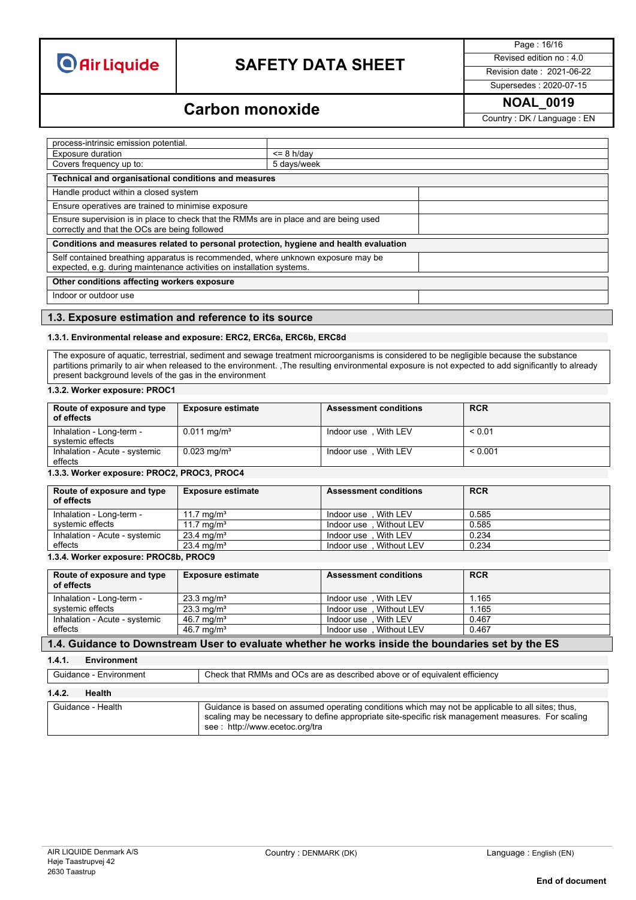| | |
|---|---|
| process-intrinsic emission potential. | |
| Exposure duration | <= 8 h/day |
| Covers frequency up to: | 5 days/week |

| **Technical and organisational conditions and measures** | |
|---|---|
| Handle product within a closed system | |
| Ensure operatives are trained to minimise exposure | |
| Ensure supervision is in place to check that the RMMs are in place and are being used correctly and that the OCs are being followed | |

| **Conditions and measures related to personal protection, hygiene and health evaluation** | |
|---|---|
| Self contained breathing apparatus is recommended, where unknown exposure may be expected, e.g. during maintenance activities on installation systems. | |

| **Other conditions affecting workers exposure** | |
|---|---|
| Indoor or outdoor use | |

## 1.3. Exposure estimation and reference to its source

### 1.3.1. Environmental release and exposure: ERC2, ERC6a, ERC6b, ERC8d

The exposure of aquatic, terrestrial, sediment and sewage treatment microorganisms is considered to be negligible because the substance partitions primarily to air when released to the environment. ,The resulting environmental exposure is not expected to add significantly to already present background levels of the gas in the environment

### 1.3.2. Worker exposure: PROC1

| Route of exposure and type of effects | Exposure estimate | Assessment conditions | RCR |
|---|---|---|---|
| Inhalation - Long-term - systemic effects | 0.011 mg/m³ | Indoor use , With LEV | < 0.01 |
| Inhalation - Acute - systemic effects | 0.023 mg/m³ | Indoor use , With LEV | < 0.001 |

### 1.3.3. Worker exposure: PROC2, PROC3, PROC4

| Route of exposure and type of effects | Exposure estimate | Assessment conditions | RCR |
|---|---|---|---|
| Inhalation - Long-term - systemic effects | 11.7 mg/m³ | Indoor use , With LEV | 0.585 |
| | 11.7 mg/m³ | Indoor use , Without LEV | 0.585 |
| Inhalation - Acute - systemic effects | 23.4 mg/m³ | Indoor use , With LEV | 0.234 |
| | 23.4 mg/m³ | Indoor use , Without LEV | 0.234 |

### 1.3.4. Worker exposure: PROC8b, PROC9

| Route of exposure and type of effects | Exposure estimate | Assessment conditions | RCR |
|---|---|---|---|
| Inhalation - Long-term - systemic effects | 23.3 mg/m³ | Indoor use , With LEV | 1.165 |
| | 23.3 mg/m³ | Indoor use , Without LEV | 1.165 |
| Inhalation - Acute - systemic effects | 46.7 mg/m³ | Indoor use , With LEV | 0.467 |
| | 46.7 mg/m³ | Indoor use , Without LEV | 0.467 |

## 1.4. Guidance to Downstream User to evaluate whether he works inside the boundaries set by the ES

### 1.4.1. Environment

| | |
|---|---|
| Guidance - Environment | Check that RMMs and OCs are as described above or of equivalent efficiency |

### 1.4.2. Health

| | |
|---|---|
| Guidance - Health | Guidance is based on assumed operating conditions which may not be applicable to all sites; thus, scaling may be necessary to define appropriate site-specific risk management measures. For scaling see : http://www.ecetoc.org/tra |

AIR LIQUIDE Denmark A/S
Høje Taastrupvej 42
2630 Taastrup

Country : DENMARK (DK)

Language : English (EN)

**End of document**